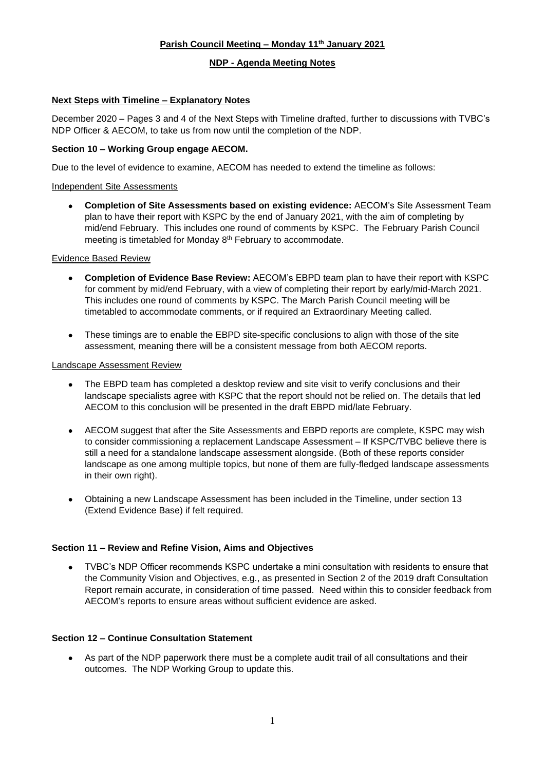**Parish Council Meeting – Monday 11th January 2021**

**NDP - Agenda Meeting Notes**

**Next Steps with Timeline – Explanatory Notes**

December 2020 – Pages 3 and 4 of the Next Steps with Timeline drafted, further to discussions with TVBC's NDP Officer & AECOM, to take us from now until the completion of the NDP.

**Section 10 – Working Group engage AECOM.**

Due to the level of evidence to examine, AECOM has needed to extend the timeline as follows:

Independent Site Assessments

- **Completion of Site Assessments based on existing evidence:** AECOM's Site Assessment Team plan to have their report with KSPC by the end of January 2021, with the aim of completing by mid/end February. This includes one round of comments by KSPC. The February Parish Council meeting is timetabled for Monday 8th February to accommodate.

Evidence Based Review

- **Completion of Evidence Base Review:** AECOM's EBPD team plan to have their report with KSPC for comment by mid/end February, with a view of completing their report by early/mid-March 2021. This includes one round of comments by KSPC. The March Parish Council meeting will be timetabled to accommodate comments, or if required an Extraordinary Meeting called.
- These timings are to enable the EBPD site-specific conclusions to align with those of the site assessment, meaning there will be a consistent message from both AECOM reports.

Landscape Assessment Review

- The EBPD team has completed a desktop review and site visit to verify conclusions and their landscape specialists agree with KSPC that the report should not be relied on. The details that led AECOM to this conclusion will be presented in the draft EBPD mid/late February.
- AECOM suggest that after the Site Assessments and EBPD reports are complete, KSPC may wish to consider commissioning a replacement Landscape Assessment – If KSPC/TVBC believe there is still a need for a standalone landscape assessment alongside. (Both of these reports consider landscape as one among multiple topics, but none of them are fully-fledged landscape assessments in their own right).
- Obtaining a new Landscape Assessment has been included in the Timeline, under section 13 (Extend Evidence Base) if felt required.

**Section 11 – Review and Refine Vision, Aims and Objectives**

- TVBC's NDP Officer recommends KSPC undertake a mini consultation with residents to ensure that the Community Vision and Objectives, e.g., as presented in Section 2 of the 2019 draft Consultation Report remain accurate, in consideration of time passed. Need within this to consider feedback from AECOM's reports to ensure areas without sufficient evidence are asked.

**Section 12 – Continue Consultation Statement**

- As part of the NDP paperwork there must be a complete audit trail of all consultations and their outcomes. The NDP Working Group to update this.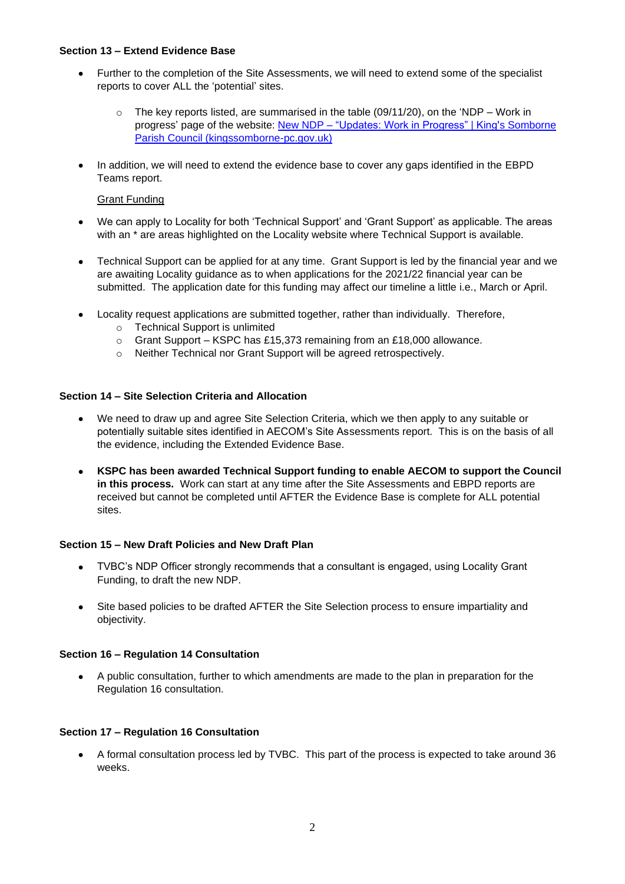### Section 13 – Extend Evidence Base

- Further to the completion of the Site Assessments, we will need to extend some of the specialist reports to cover ALL the 'potential' sites.
    - The key reports listed, are summarised in the table (09/11/20), on the 'NDP – Work in progress' page of the website: [New NDP – "Updates: Work in Progress" | King's Somborne Parish Council (kingssomborne-pc.gov.uk)]()
- In addition, we will need to extend the evidence base to cover any gaps identified in the EBPD Teams report.

<u>Grant Funding</u>

- We can apply to Locality for both 'Technical Support' and 'Grant Support' as applicable. The areas with an * are areas highlighted on the Locality website where Technical Support is available.
- Technical Support can be applied for at any time. Grant Support is led by the financial year and we are awaiting Locality guidance as to when applications for the 2021/22 financial year can be submitted. The application date for this funding may affect our timeline a little i.e., March or April.
- Locality request applications are submitted together, rather than individually. Therefore,
    - Technical Support is unlimited
    - Grant Support – KSPC has £15,373 remaining from an £18,000 allowance.
    - Neither Technical nor Grant Support will be agreed retrospectively.

### Section 14 – Site Selection Criteria and Allocation

- We need to draw up and agree Site Selection Criteria, which we then apply to any suitable or potentially suitable sites identified in AECOM's Site Assessments report. This is on the basis of all the evidence, including the Extended Evidence Base.
- **KSPC has been awarded Technical Support funding to enable AECOM to support the Council in this process.** Work can start at any time after the Site Assessments and EBPD reports are received but cannot be completed until AFTER the Evidence Base is complete for ALL potential sites.

### Section 15 – New Draft Policies and New Draft Plan

- TVBC's NDP Officer strongly recommends that a consultant is engaged, using Locality Grant Funding, to draft the new NDP.
- Site based policies to be drafted AFTER the Site Selection process to ensure impartiality and objectivity.

### Section 16 – Regulation 14 Consultation

- A public consultation, further to which amendments are made to the plan in preparation for the Regulation 16 consultation.

### Section 17 – Regulation 16 Consultation

- A formal consultation process led by TVBC. This part of the process is expected to take around 36 weeks.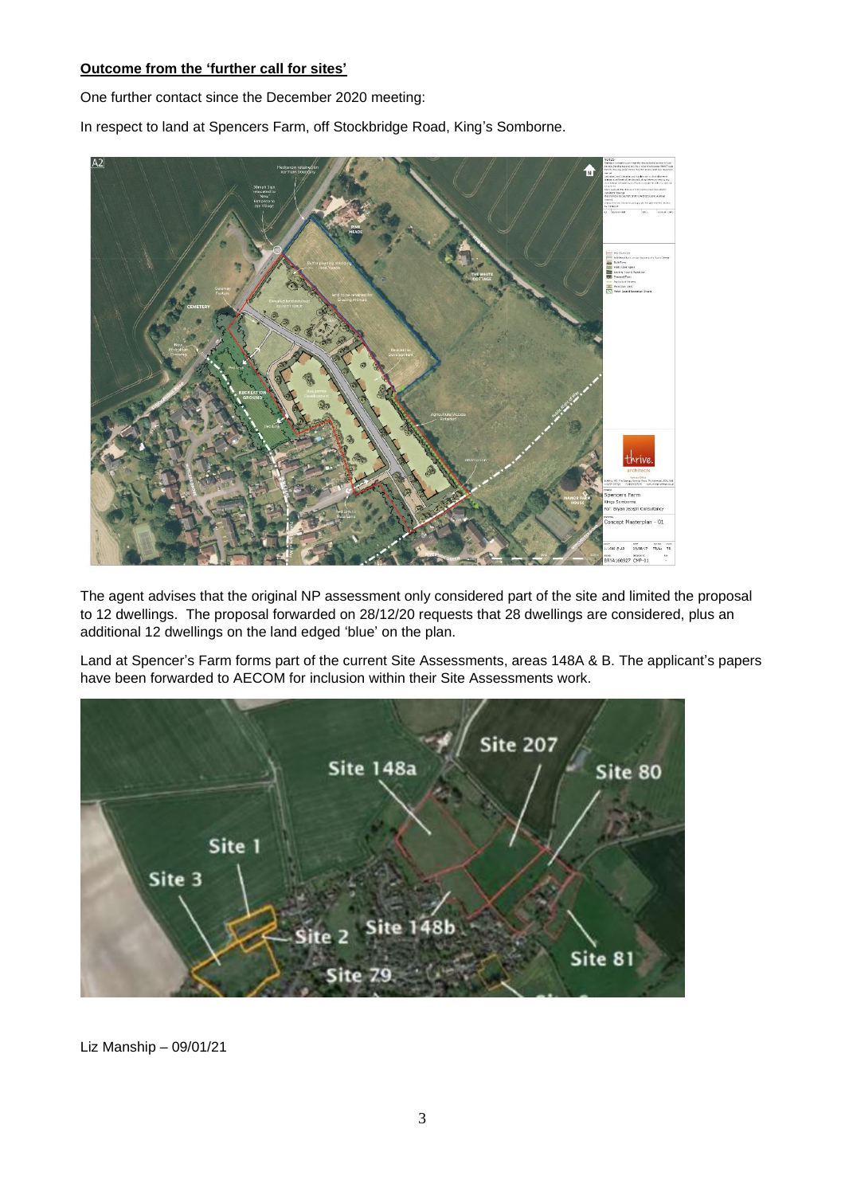**Outcome from the 'further call for sites'**

One further contact since the December 2020 meeting:

In respect to land at Spencers Farm, off Stockbridge Road, King's Somborne.

The agent advises that the original NP assessment only considered part of the site and limited the proposal to 12 dwellings. The proposal forwarded on 28/12/20 requests that 28 dwellings are considered, plus an additional 12 dwellings on the land edged 'blue' on the plan.

Land at Spencer's Farm forms part of the current Site Assessments, areas 148A & B. The applicant's papers have been forwarded to AECOM for inclusion within their Site Assessments work.

Liz Manship – 09/01/21